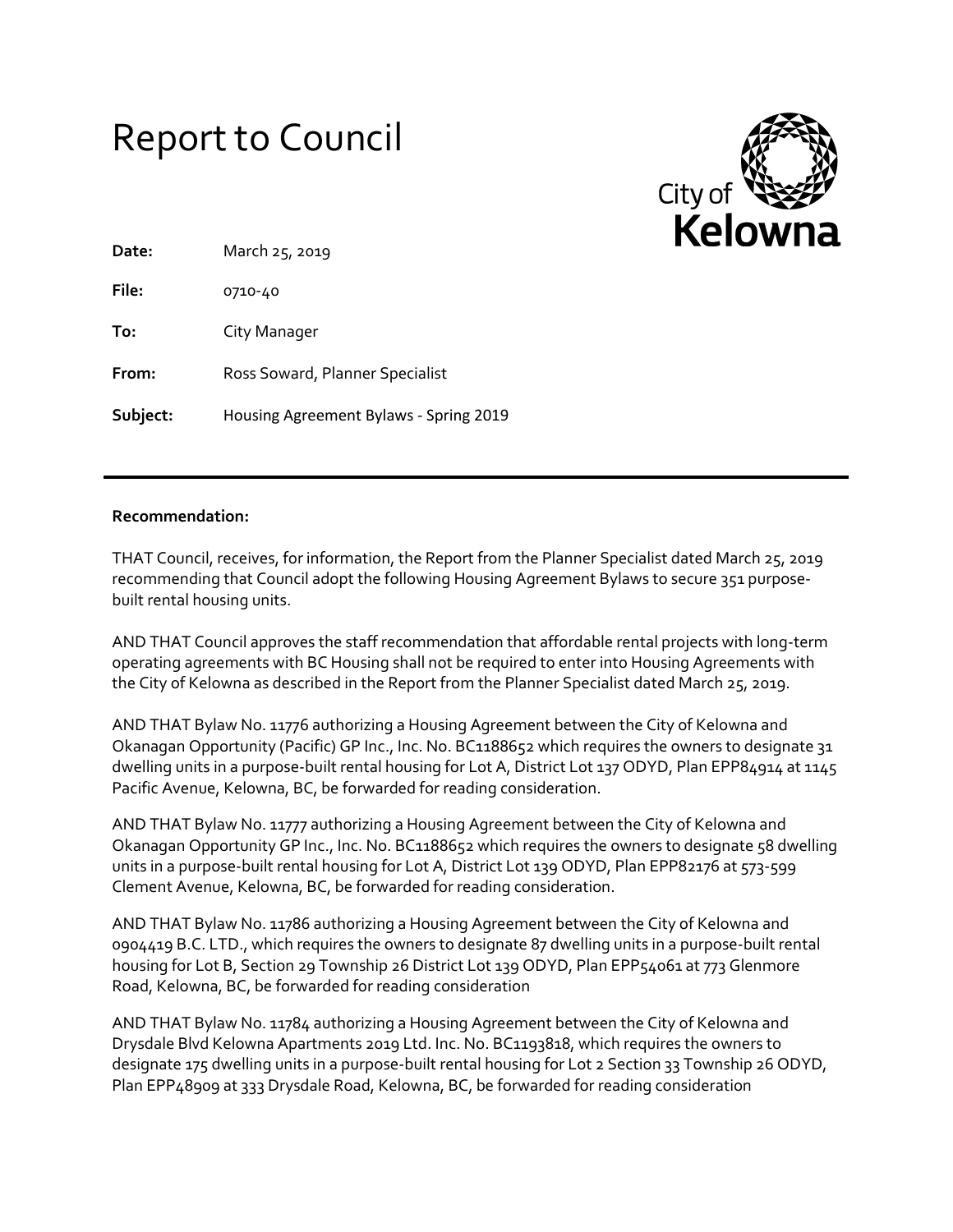# Report to Council

City of **Kelowna**

| | |
|---|---|
| **Date:** | March 25, 2019 |
| **File:** | 0710-40 |
| **To:** | City Manager |
| **From:** | Ross Soward, Planner Specialist |
| **Subject:** | Housing Agreement Bylaws - Spring 2019 |

---

**Recommendation:**

THAT Council, receives, for information, the Report from the Planner Specialist dated March 25, 2019 recommending that Council adopt the following Housing Agreement Bylaws to secure 351 purpose-built rental housing units.

AND THAT Council approves the staff recommendation that affordable rental projects with long-term operating agreements with BC Housing shall not be required to enter into Housing Agreements with the City of Kelowna as described in the Report from the Planner Specialist dated March 25, 2019.

AND THAT Bylaw No. 11776 authorizing a Housing Agreement between the City of Kelowna and Okanagan Opportunity (Pacific) GP Inc., Inc. No. BC1188652 which requires the owners to designate 31 dwelling units in a purpose-built rental housing for Lot A, District Lot 137 ODYD, Plan EPP84914 at 1145 Pacific Avenue, Kelowna, BC, be forwarded for reading consideration.

AND THAT Bylaw No. 11777 authorizing a Housing Agreement between the City of Kelowna and Okanagan Opportunity GP Inc., Inc. No. BC1188652 which requires the owners to designate 58 dwelling units in a purpose-built rental housing for Lot A, District Lot 139 ODYD, Plan EPP82176 at 573-599 Clement Avenue, Kelowna, BC, be forwarded for reading consideration.

AND THAT Bylaw No. 11786 authorizing a Housing Agreement between the City of Kelowna and 0904419 B.C. LTD., which requires the owners to designate 87 dwelling units in a purpose-built rental housing for Lot B, Section 29 Township 26 District Lot 139 ODYD, Plan EPP54061 at 773 Glenmore Road, Kelowna, BC, be forwarded for reading consideration

AND THAT Bylaw No. 11784 authorizing a Housing Agreement between the City of Kelowna and Drysdale Blvd Kelowna Apartments 2019 Ltd. Inc. No. BC1193818, which requires the owners to designate 175 dwelling units in a purpose-built rental housing for Lot 2 Section 33 Township 26 ODYD, Plan EPP48909 at 333 Drysdale Road, Kelowna, BC, be forwarded for reading consideration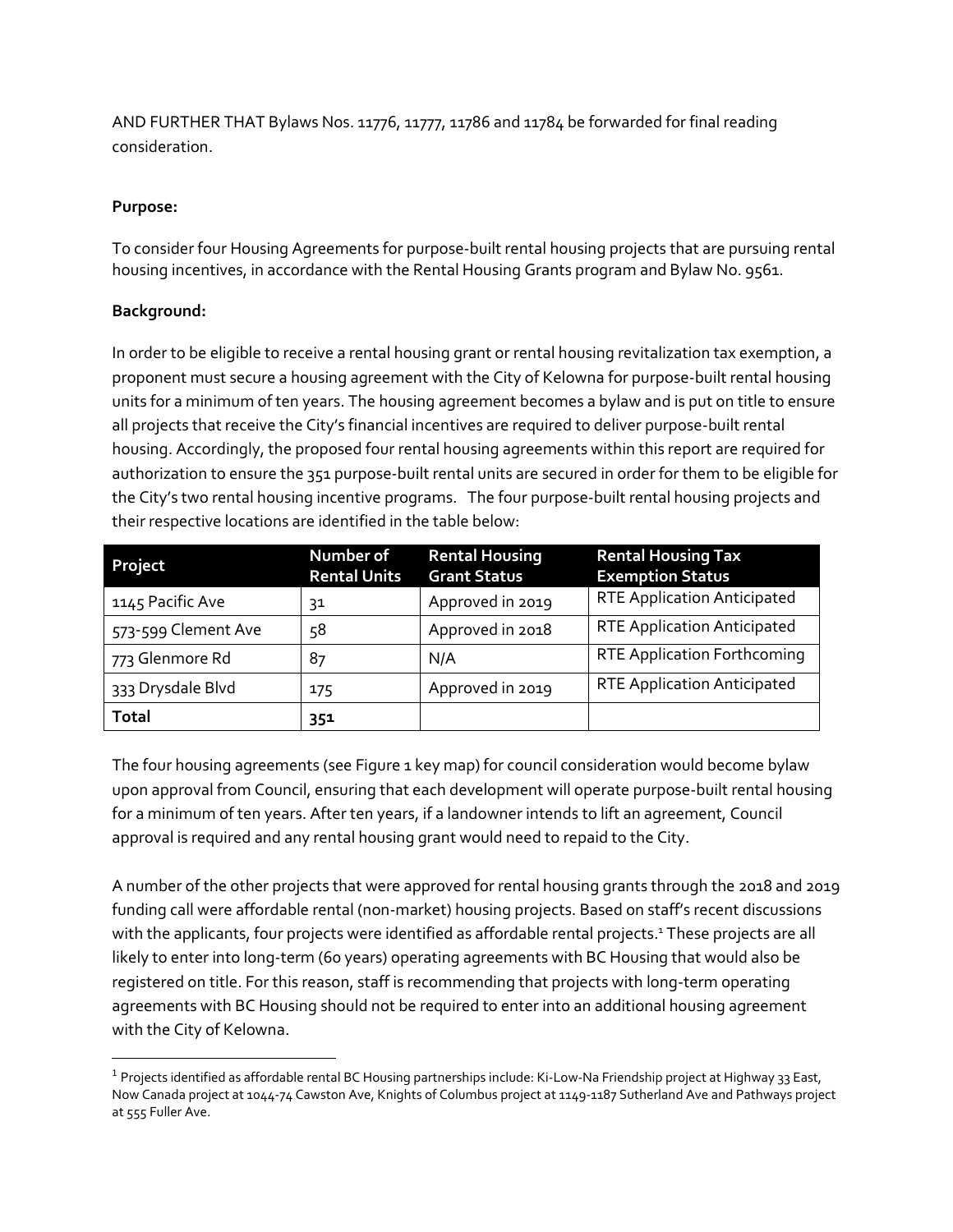AND FURTHER THAT Bylaws Nos. 11776, 11777, 11786 and 11784 be forwarded for final reading consideration.

**Purpose:**

To consider four Housing Agreements for purpose-built rental housing projects that are pursuing rental housing incentives, in accordance with the Rental Housing Grants program and Bylaw No. 9561.

**Background:**

In order to be eligible to receive a rental housing grant or rental housing revitalization tax exemption, a proponent must secure a housing agreement with the City of Kelowna for purpose-built rental housing units for a minimum of ten years. The housing agreement becomes a bylaw and is put on title to ensure all projects that receive the City's financial incentives are required to deliver purpose-built rental housing. Accordingly, the proposed four rental housing agreements within this report are required for authorization to ensure the 351 purpose-built rental units are secured in order for them to be eligible for the City's two rental housing incentive programs. The four purpose-built rental housing projects and their respective locations are identified in the table below:

| Project | Number of Rental Units | Rental Housing Grant Status | Rental Housing Tax Exemption Status |
|---|---|---|---|
| 1145 Pacific Ave | 31 | Approved in 2019 | RTE Application Anticipated |
| 573-599 Clement Ave | 58 | Approved in 2018 | RTE Application Anticipated |
| 773 Glenmore Rd | 87 | N/A | RTE Application Forthcoming |
| 333 Drysdale Blvd | 175 | Approved in 2019 | RTE Application Anticipated |
| **Total** | **351** | | |

The four housing agreements (see Figure 1 key map) for council consideration would become bylaw upon approval from Council, ensuring that each development will operate purpose-built rental housing for a minimum of ten years. After ten years, if a landowner intends to lift an agreement, Council approval is required and any rental housing grant would need to repaid to the City.

A number of the other projects that were approved for rental housing grants through the 2018 and 2019 funding call were affordable rental (non-market) housing projects. Based on staff's recent discussions with the applicants, four projects were identified as affordable rental projects.[1] These projects are all likely to enter into long-term (60 years) operating agreements with BC Housing that would also be registered on title. For this reason, staff is recommending that projects with long-term operating agreements with BC Housing should not be required to enter into an additional housing agreement with the City of Kelowna.

[1] Projects identified as affordable rental BC Housing partnerships include: Ki-Low-Na Friendship project at Highway 33 East, Now Canada project at 1044-74 Cawston Ave, Knights of Columbus project at 1149-1187 Sutherland Ave and Pathways project at 555 Fuller Ave.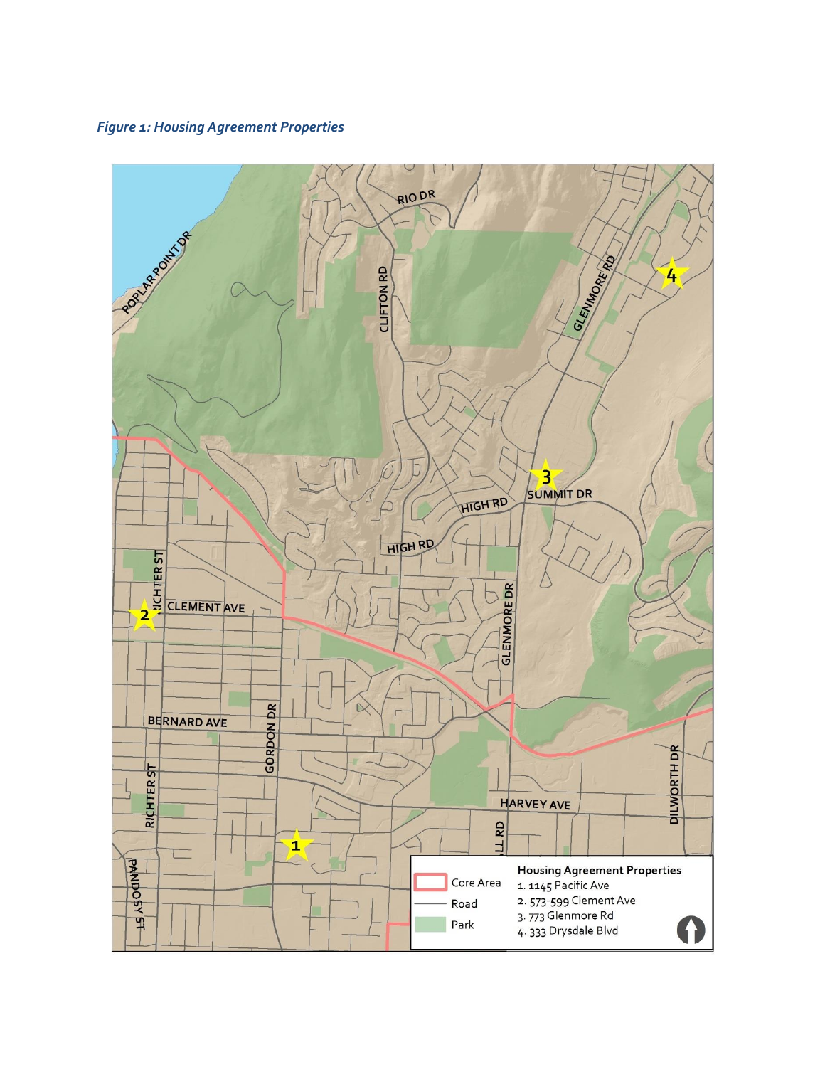*Figure 1: Housing Agreement Properties*

**Housing Agreement Properties**

1. 1145 Pacific Ave
2. 573-599 Clement Ave
3. 773 Glenmore Rd
4. 333 Drysdale Blvd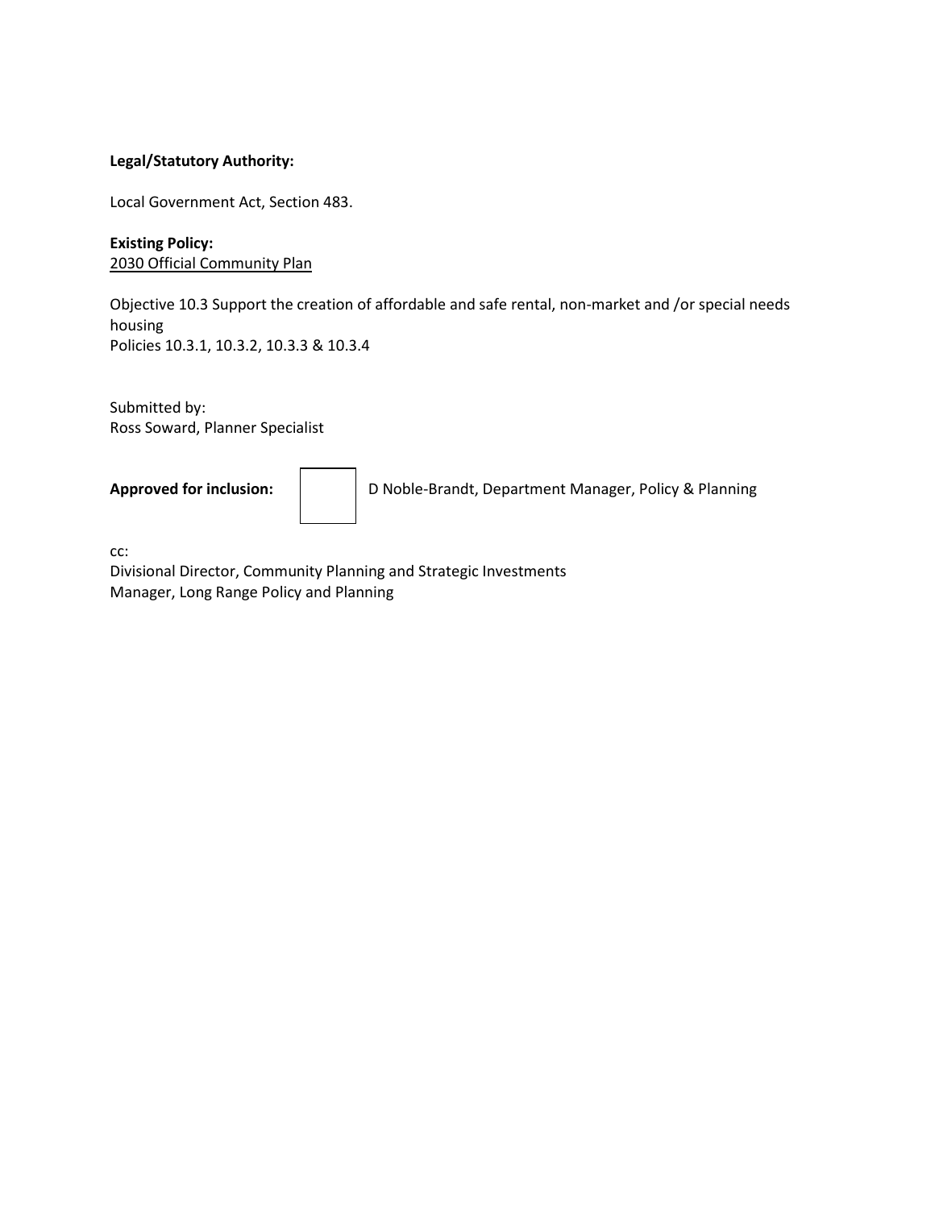**Legal/Statutory Authority:**

Local Government Act, Section 483.

**Existing Policy:**
2030 Official Community Plan

Objective 10.3 Support the creation of affordable and safe rental, non-market and /or special needs housing
Policies 10.3.1, 10.3.2, 10.3.3 & 10.3.4

Submitted by:
Ross Soward, Planner Specialist

**Approved for inclusion:** D Noble-Brandt, Department Manager, Policy & Planning

cc:
Divisional Director, Community Planning and Strategic Investments
Manager, Long Range Policy and Planning